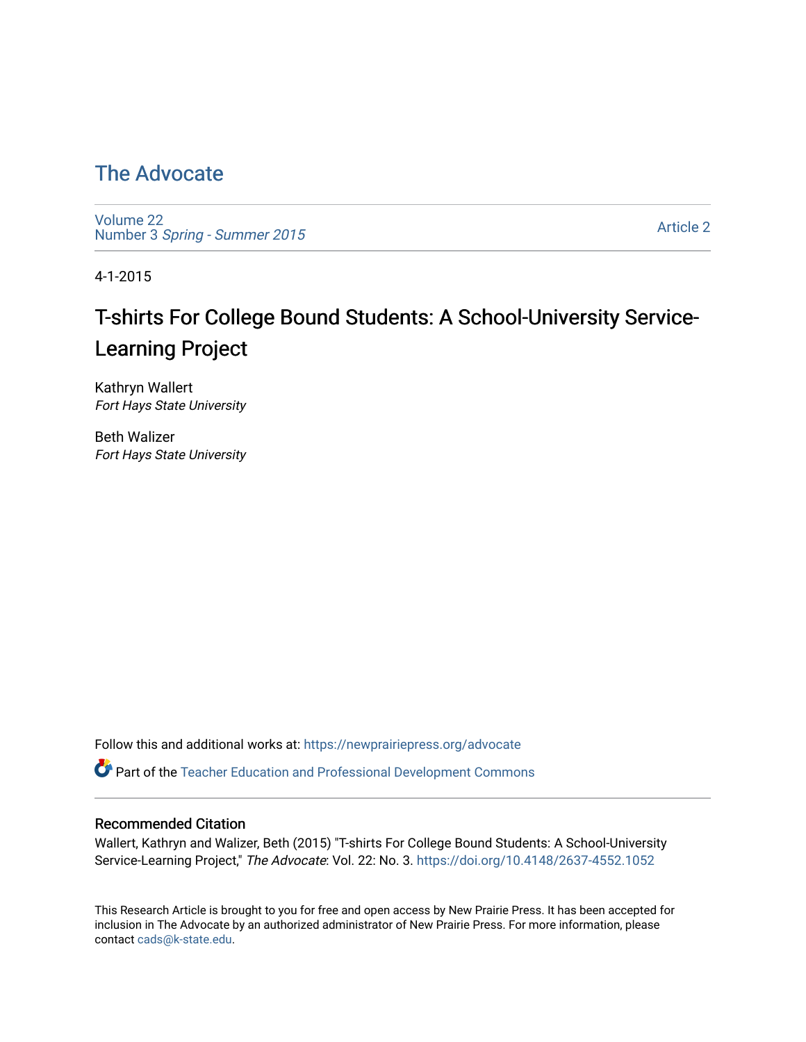# The Advocate

Volume 22
Number 3 *Spring - Summer 2015*

Article 2

4-1-2015

## T-shirts For College Bound Students: A School-University Service-Learning Project

Kathryn Wallert
*Fort Hays State University*

Beth Walizer
*Fort Hays State University*

Follow this and additional works at: https://newprairiepress.org/advocate

Part of the Teacher Education and Professional Development Commons

### Recommended Citation

Wallert, Kathryn and Walizer, Beth (2015) "T-shirts For College Bound Students: A School-University Service-Learning Project," *The Advocate*: Vol. 22: No. 3. https://doi.org/10.4148/2637-4552.1052

This Research Article is brought to you for free and open access by New Prairie Press. It has been accepted for inclusion in The Advocate by an authorized administrator of New Prairie Press. For more information, please contact cads@k-state.edu.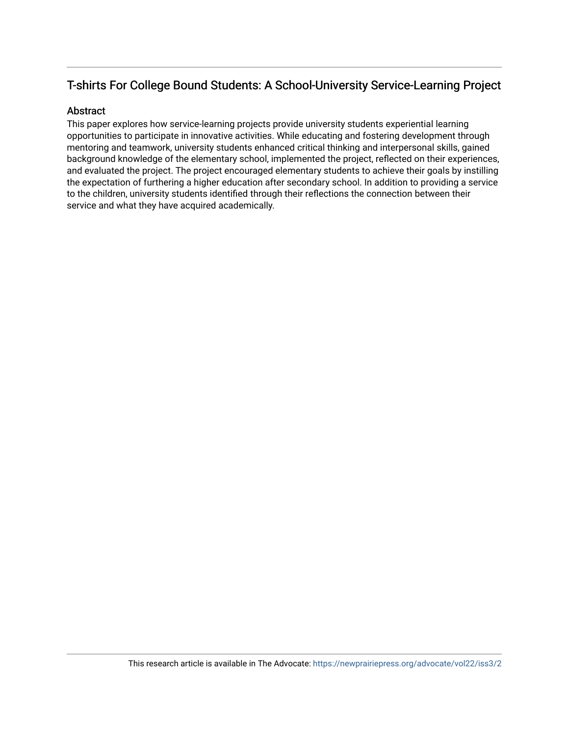## T-shirts For College Bound Students: A School-University Service-Learning Project

### Abstract

This paper explores how service-learning projects provide university students experiential learning opportunities to participate in innovative activities. While educating and fostering development through mentoring and teamwork, university students enhanced critical thinking and interpersonal skills, gained background knowledge of the elementary school, implemented the project, reflected on their experiences, and evaluated the project. The project encouraged elementary students to achieve their goals by instilling the expectation of furthering a higher education after secondary school. In addition to providing a service to the children, university students identified through their reflections the connection between their service and what they have acquired academically.

This research article is available in The Advocate: https://newprairiepress.org/advocate/vol22/iss3/2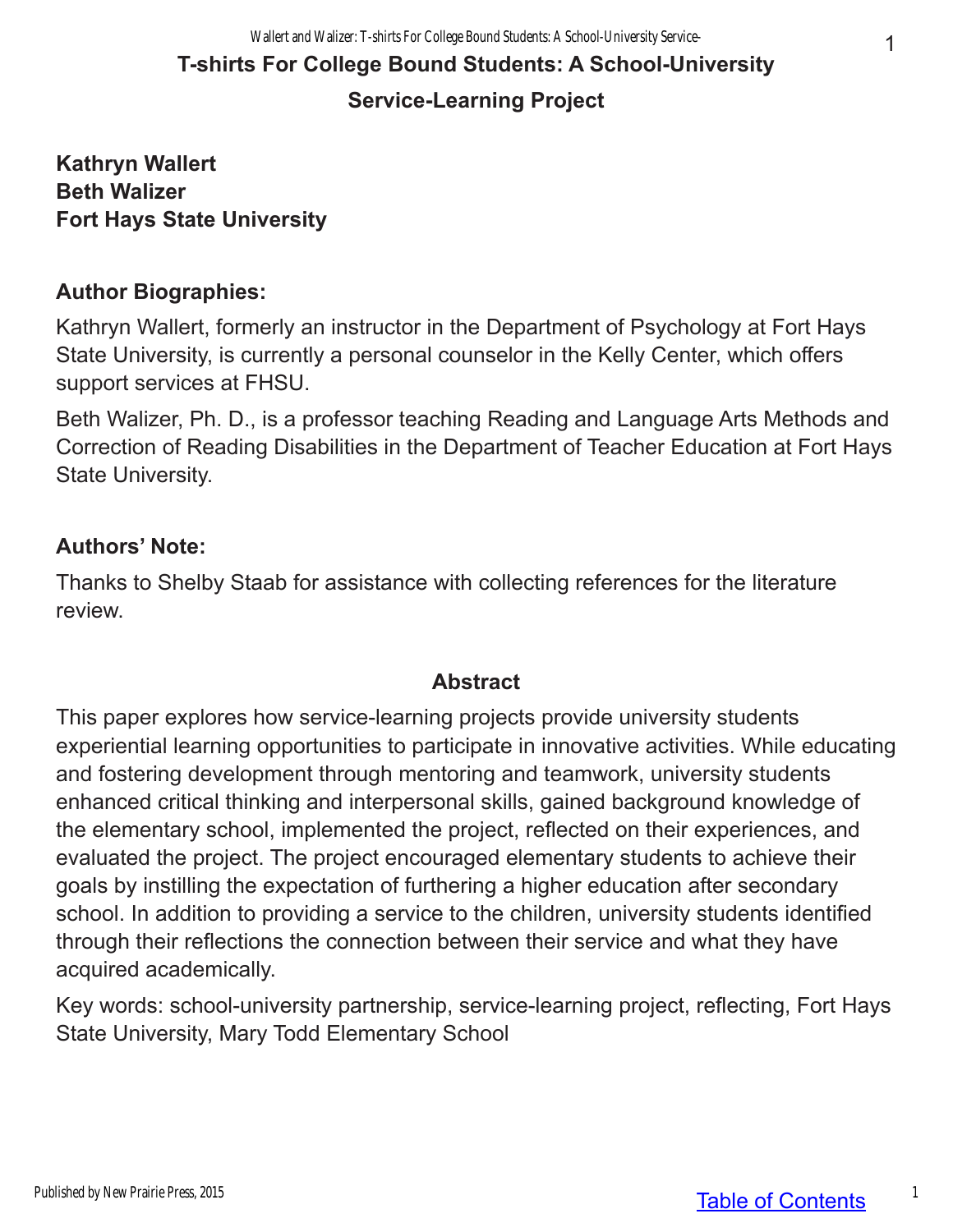# T-shirts For College Bound Students: A School-University Service-Learning Project

**Kathryn Wallert**
**Beth Walizer**
**Fort Hays State University**

## Author Biographies:

Kathryn Wallert, formerly an instructor in the Department of Psychology at Fort Hays State University, is currently a personal counselor in the Kelly Center, which offers support services at FHSU.

Beth Walizer, Ph. D., is a professor teaching Reading and Language Arts Methods and Correction of Reading Disabilities in the Department of Teacher Education at Fort Hays State University.

## Authors' Note:

Thanks to Shelby Staab for assistance with collecting references for the literature review.

## Abstract

This paper explores how service-learning projects provide university students experiential learning opportunities to participate in innovative activities. While educating and fostering development through mentoring and teamwork, university students enhanced critical thinking and interpersonal skills, gained background knowledge of the elementary school, implemented the project, reflected on their experiences, and evaluated the project. The project encouraged elementary students to achieve their goals by instilling the expectation of furthering a higher education after secondary school. In addition to providing a service to the children, university students identified through their reflections the connection between their service and what they have acquired academically.

Key words: school-university partnership, service-learning project, reflecting, Fort Hays State University, Mary Todd Elementary School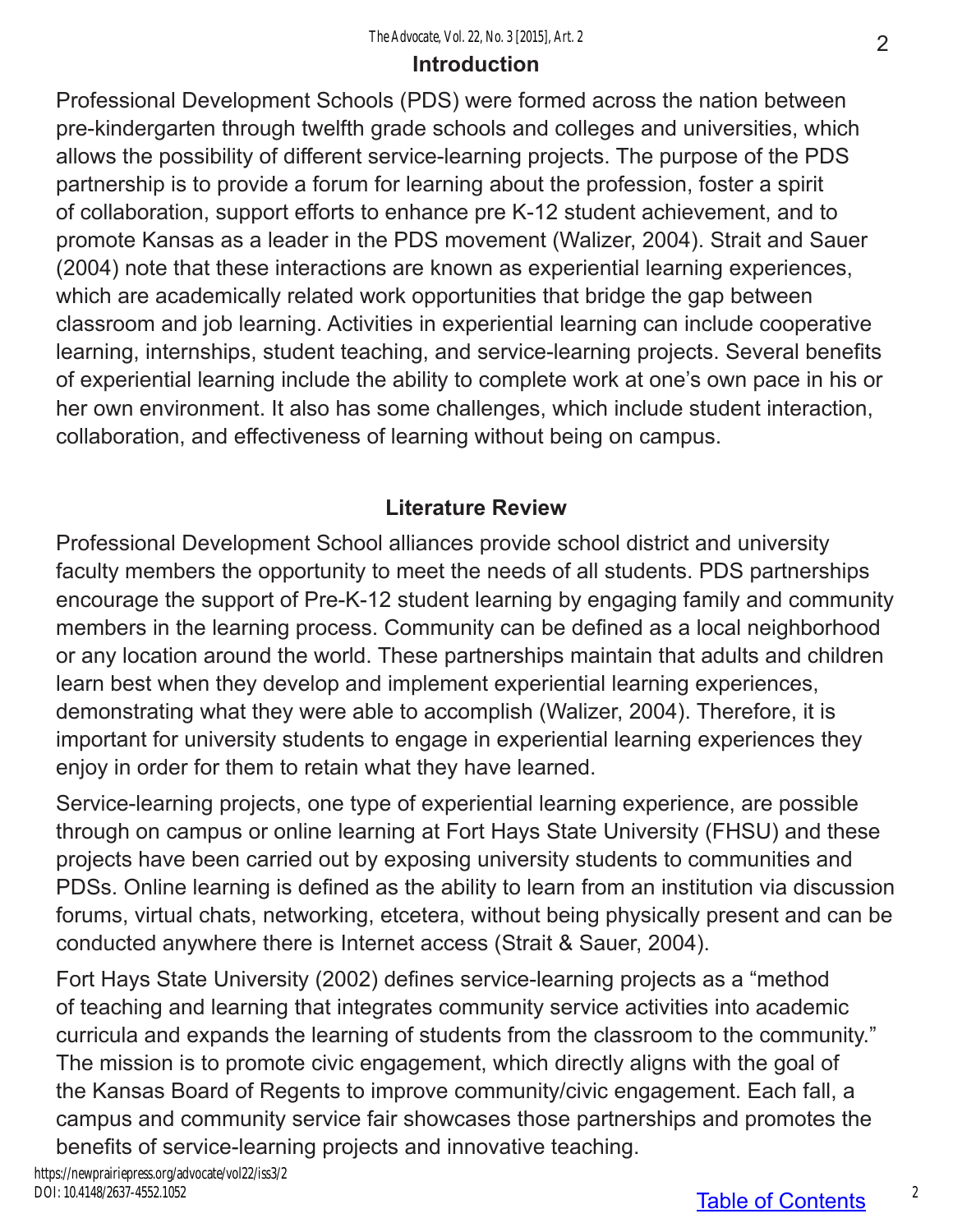## Introduction

Professional Development Schools (PDS) were formed across the nation between pre-kindergarten through twelfth grade schools and colleges and universities, which allows the possibility of different service-learning projects. The purpose of the PDS partnership is to provide a forum for learning about the profession, foster a spirit of collaboration, support efforts to enhance pre K-12 student achievement, and to promote Kansas as a leader in the PDS movement (Walizer, 2004). Strait and Sauer (2004) note that these interactions are known as experiential learning experiences, which are academically related work opportunities that bridge the gap between classroom and job learning. Activities in experiential learning can include cooperative learning, internships, student teaching, and service-learning projects. Several benefits of experiential learning include the ability to complete work at one's own pace in his or her own environment. It also has some challenges, which include student interaction, collaboration, and effectiveness of learning without being on campus.

## Literature Review

Professional Development School alliances provide school district and university faculty members the opportunity to meet the needs of all students. PDS partnerships encourage the support of Pre-K-12 student learning by engaging family and community members in the learning process. Community can be defined as a local neighborhood or any location around the world. These partnerships maintain that adults and children learn best when they develop and implement experiential learning experiences, demonstrating what they were able to accomplish (Walizer, 2004). Therefore, it is important for university students to engage in experiential learning experiences they enjoy in order for them to retain what they have learned.

Service-learning projects, one type of experiential learning experience, are possible through on campus or online learning at Fort Hays State University (FHSU) and these projects have been carried out by exposing university students to communities and PDSs. Online learning is defined as the ability to learn from an institution via discussion forums, virtual chats, networking, etcetera, without being physically present and can be conducted anywhere there is Internet access (Strait & Sauer, 2004).

Fort Hays State University (2002) defines service-learning projects as a "method of teaching and learning that integrates community service activities into academic curricula and expands the learning of students from the classroom to the community." The mission is to promote civic engagement, which directly aligns with the goal of the Kansas Board of Regents to improve community/civic engagement. Each fall, a campus and community service fair showcases those partnerships and promotes the benefits of service-learning projects and innovative teaching.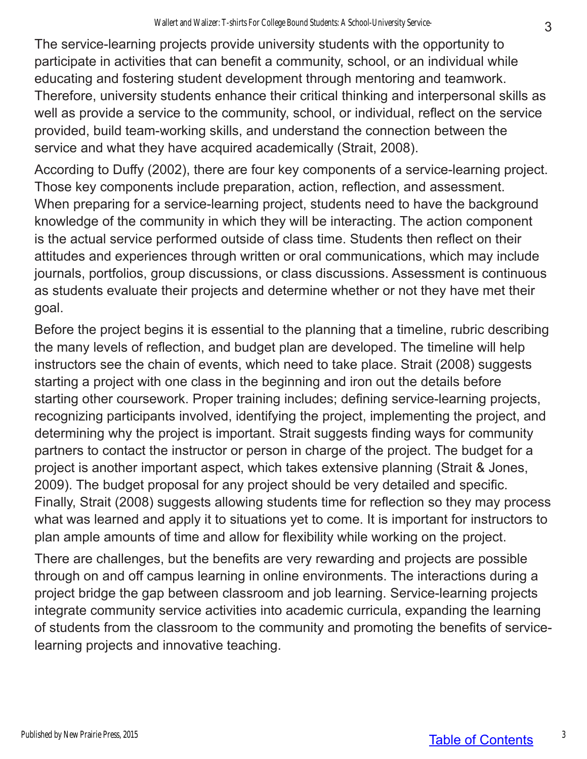The service-learning projects provide university students with the opportunity to participate in activities that can benefit a community, school, or an individual while educating and fostering student development through mentoring and teamwork. Therefore, university students enhance their critical thinking and interpersonal skills as well as provide a service to the community, school, or individual, reflect on the service provided, build team-working skills, and understand the connection between the service and what they have acquired academically (Strait, 2008).

According to Duffy (2002), there are four key components of a service-learning project. Those key components include preparation, action, reflection, and assessment. When preparing for a service-learning project, students need to have the background knowledge of the community in which they will be interacting. The action component is the actual service performed outside of class time. Students then reflect on their attitudes and experiences through written or oral communications, which may include journals, portfolios, group discussions, or class discussions. Assessment is continuous as students evaluate their projects and determine whether or not they have met their goal.

Before the project begins it is essential to the planning that a timeline, rubric describing the many levels of reflection, and budget plan are developed. The timeline will help instructors see the chain of events, which need to take place. Strait (2008) suggests starting a project with one class in the beginning and iron out the details before starting other coursework. Proper training includes; defining service-learning projects, recognizing participants involved, identifying the project, implementing the project, and determining why the project is important. Strait suggests finding ways for community partners to contact the instructor or person in charge of the project. The budget for a project is another important aspect, which takes extensive planning (Strait & Jones, 2009). The budget proposal for any project should be very detailed and specific. Finally, Strait (2008) suggests allowing students time for reflection so they may process what was learned and apply it to situations yet to come. It is important for instructors to plan ample amounts of time and allow for flexibility while working on the project.

There are challenges, but the benefits are very rewarding and projects are possible through on and off campus learning in online environments. The interactions during a project bridge the gap between classroom and job learning. Service-learning projects integrate community service activities into academic curricula, expanding the learning of students from the classroom to the community and promoting the benefits of service-learning projects and innovative teaching.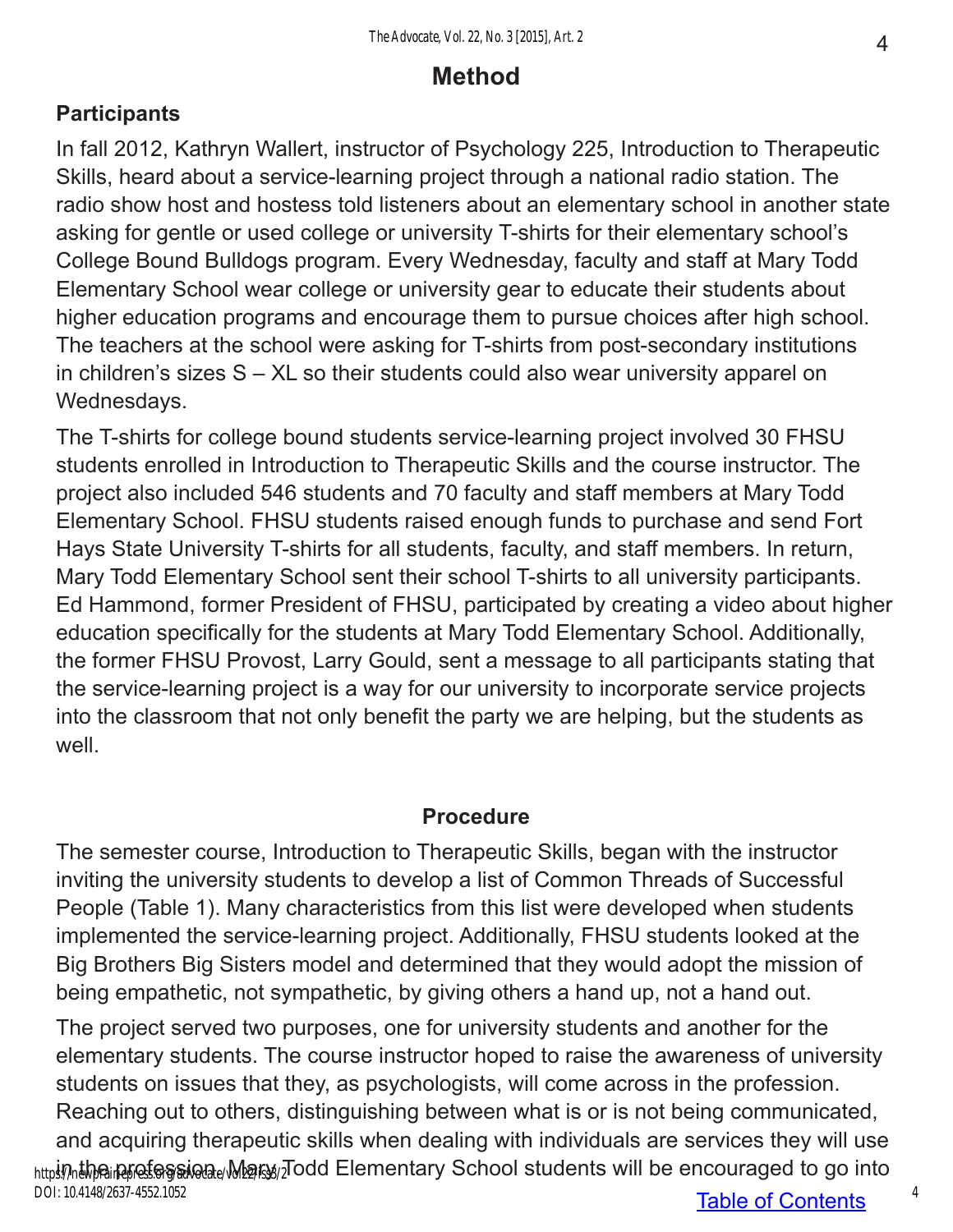# Method

## Participants

In fall 2012, Kathryn Wallert, instructor of Psychology 225, Introduction to Therapeutic Skills, heard about a service-learning project through a national radio station. The radio show host and hostess told listeners about an elementary school in another state asking for gentle or used college or university T-shirts for their elementary school's College Bound Bulldogs program. Every Wednesday, faculty and staff at Mary Todd Elementary School wear college or university gear to educate their students about higher education programs and encourage them to pursue choices after high school. The teachers at the school were asking for T-shirts from post-secondary institutions in children's sizes S – XL so their students could also wear university apparel on Wednesdays.

The T-shirts for college bound students service-learning project involved 30 FHSU students enrolled in Introduction to Therapeutic Skills and the course instructor. The project also included 546 students and 70 faculty and staff members at Mary Todd Elementary School. FHSU students raised enough funds to purchase and send Fort Hays State University T-shirts for all students, faculty, and staff members. In return, Mary Todd Elementary School sent their school T-shirts to all university participants. Ed Hammond, former President of FHSU, participated by creating a video about higher education specifically for the students at Mary Todd Elementary School. Additionally, the former FHSU Provost, Larry Gould, sent a message to all participants stating that the service-learning project is a way for our university to incorporate service projects into the classroom that not only benefit the party we are helping, but the students as well.

## Procedure

The semester course, Introduction to Therapeutic Skills, began with the instructor inviting the university students to develop a list of Common Threads of Successful People (Table 1). Many characteristics from this list were developed when students implemented the service-learning project. Additionally, FHSU students looked at the Big Brothers Big Sisters model and determined that they would adopt the mission of being empathetic, not sympathetic, by giving others a hand up, not a hand out.

The project served two purposes, one for university students and another for the elementary students. The course instructor hoped to raise the awareness of university students on issues that they, as psychologists, will come across in the profession. Reaching out to others, distinguishing between what is or is not being communicated, and acquiring therapeutic skills when dealing with individuals are services they will use in the profession. Mary Todd Elementary School students will be encouraged to go into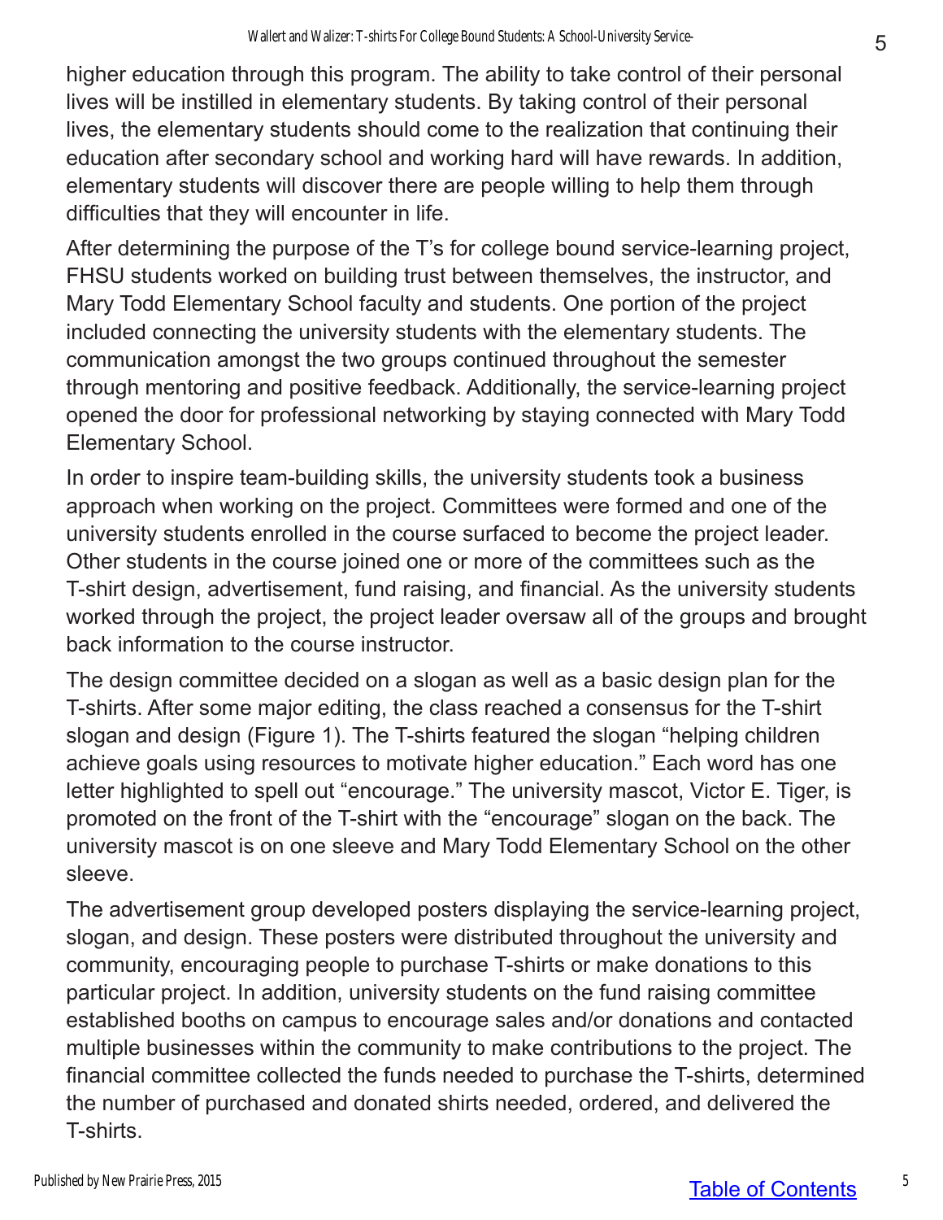higher education through this program. The ability to take control of their personal lives will be instilled in elementary students. By taking control of their personal lives, the elementary students should come to the realization that continuing their education after secondary school and working hard will have rewards. In addition, elementary students will discover there are people willing to help them through difficulties that they will encounter in life.

After determining the purpose of the T's for college bound service-learning project, FHSU students worked on building trust between themselves, the instructor, and Mary Todd Elementary School faculty and students. One portion of the project included connecting the university students with the elementary students. The communication amongst the two groups continued throughout the semester through mentoring and positive feedback. Additionally, the service-learning project opened the door for professional networking by staying connected with Mary Todd Elementary School.

In order to inspire team-building skills, the university students took a business approach when working on the project. Committees were formed and one of the university students enrolled in the course surfaced to become the project leader. Other students in the course joined one or more of the committees such as the T-shirt design, advertisement, fund raising, and financial. As the university students worked through the project, the project leader oversaw all of the groups and brought back information to the course instructor.

The design committee decided on a slogan as well as a basic design plan for the T-shirts. After some major editing, the class reached a consensus for the T-shirt slogan and design (Figure 1). The T-shirts featured the slogan "helping children achieve goals using resources to motivate higher education." Each word has one letter highlighted to spell out "encourage." The university mascot, Victor E. Tiger, is promoted on the front of the T-shirt with the "encourage" slogan on the back. The university mascot is on one sleeve and Mary Todd Elementary School on the other sleeve.

The advertisement group developed posters displaying the service-learning project, slogan, and design. These posters were distributed throughout the university and community, encouraging people to purchase T-shirts or make donations to this particular project. In addition, university students on the fund raising committee established booths on campus to encourage sales and/or donations and contacted multiple businesses within the community to make contributions to the project. The financial committee collected the funds needed to purchase the T-shirts, determined the number of purchased and donated shirts needed, ordered, and delivered the T-shirts.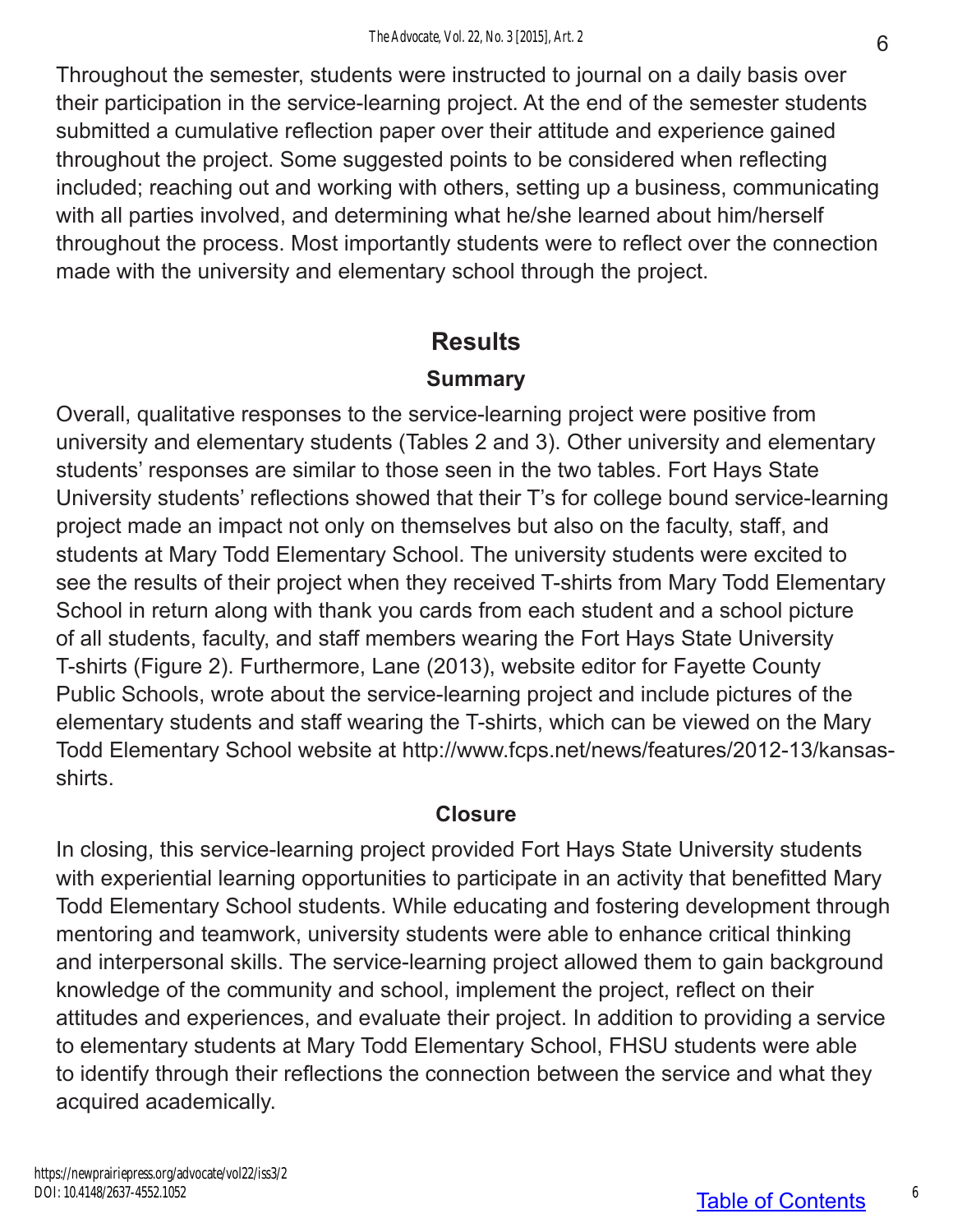Throughout the semester, students were instructed to journal on a daily basis over their participation in the service-learning project. At the end of the semester students submitted a cumulative reflection paper over their attitude and experience gained throughout the project. Some suggested points to be considered when reflecting included; reaching out and working with others, setting up a business, communicating with all parties involved, and determining what he/she learned about him/herself throughout the process. Most importantly students were to reflect over the connection made with the university and elementary school through the project.

## Results

### Summary

Overall, qualitative responses to the service-learning project were positive from university and elementary students (Tables 2 and 3). Other university and elementary students' responses are similar to those seen in the two tables. Fort Hays State University students' reflections showed that their T's for college bound service-learning project made an impact not only on themselves but also on the faculty, staff, and students at Mary Todd Elementary School. The university students were excited to see the results of their project when they received T-shirts from Mary Todd Elementary School in return along with thank you cards from each student and a school picture of all students, faculty, and staff members wearing the Fort Hays State University T-shirts (Figure 2). Furthermore, Lane (2013), website editor for Fayette County Public Schools, wrote about the service-learning project and include pictures of the elementary students and staff wearing the T-shirts, which can be viewed on the Mary Todd Elementary School website at http://www.fcps.net/news/features/2012-13/kansas-shirts.

### Closure

In closing, this service-learning project provided Fort Hays State University students with experiential learning opportunities to participate in an activity that benefitted Mary Todd Elementary School students. While educating and fostering development through mentoring and teamwork, university students were able to enhance critical thinking and interpersonal skills. The service-learning project allowed them to gain background knowledge of the community and school, implement the project, reflect on their attitudes and experiences, and evaluate their project. In addition to providing a service to elementary students at Mary Todd Elementary School, FHSU students were able to identify through their reflections the connection between the service and what they acquired academically.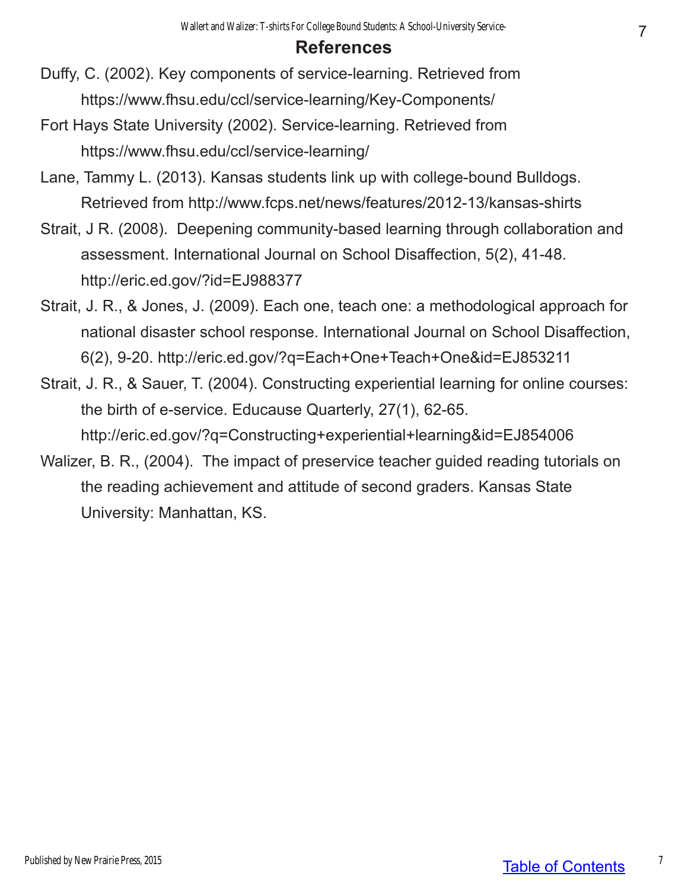## References

Duffy, C. (2002). Key components of service-learning. Retrieved from https://www.fhsu.edu/ccl/service-learning/Key-Components/

Fort Hays State University (2002). Service-learning. Retrieved from https://www.fhsu.edu/ccl/service-learning/

Lane, Tammy L. (2013). Kansas students link up with college-bound Bulldogs. Retrieved from http://www.fcps.net/news/features/2012-13/kansas-shirts

Strait, J R. (2008). Deepening community-based learning through collaboration and assessment. International Journal on School Disaffection, 5(2), 41-48. http://eric.ed.gov/?id=EJ988377

Strait, J. R., & Jones, J. (2009). Each one, teach one: a methodological approach for national disaster school response. International Journal on School Disaffection, 6(2), 9-20. http://eric.ed.gov/?q=Each+One+Teach+One&id=EJ853211

Strait, J. R., & Sauer, T. (2004). Constructing experiential learning for online courses: the birth of e-service. Educause Quarterly, 27(1), 62-65. http://eric.ed.gov/?q=Constructing+experiential+learning&id=EJ854006

Walizer, B. R., (2004). The impact of preservice teacher guided reading tutorials on the reading achievement and attitude of second graders. Kansas State University: Manhattan, KS.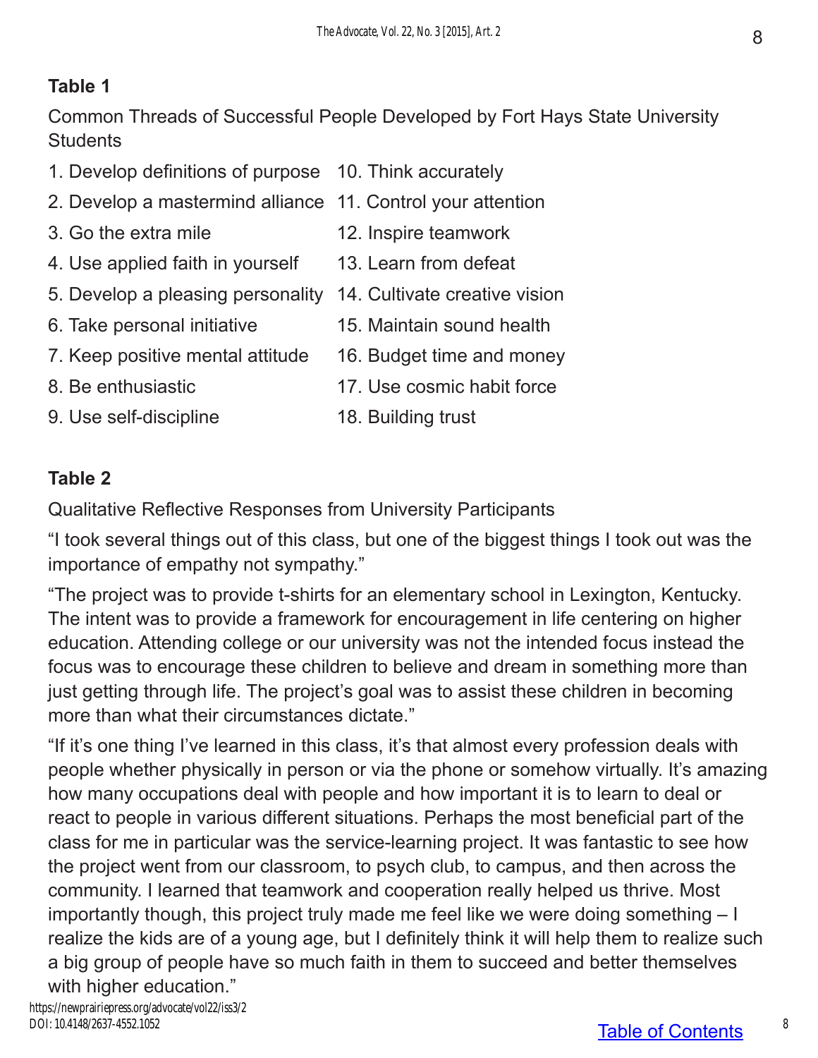**Table 1**

Common Threads of Successful People Developed by Fort Hays State University Students

1. Develop definitions of purpose
2. Develop a mastermind alliance
3. Go the extra mile
4. Use applied faith in yourself
5. Develop a pleasing personality
6. Take personal initiative
7. Keep positive mental attitude
8. Be enthusiastic
9. Use self-discipline
10. Think accurately
11. Control your attention
12. Inspire teamwork
13. Learn from defeat
14. Cultivate creative vision
15. Maintain sound health
16. Budget time and money
17. Use cosmic habit force
18. Building trust

**Table 2**

Qualitative Reflective Responses from University Participants

"I took several things out of this class, but one of the biggest things I took out was the importance of empathy not sympathy."

"The project was to provide t-shirts for an elementary school in Lexington, Kentucky. The intent was to provide a framework for encouragement in life centering on higher education. Attending college or our university was not the intended focus instead the focus was to encourage these children to believe and dream in something more than just getting through life. The project's goal was to assist these children in becoming more than what their circumstances dictate."

"If it's one thing I've learned in this class, it's that almost every profession deals with people whether physically in person or via the phone or somehow virtually. It's amazing how many occupations deal with people and how important it is to learn to deal or react to people in various different situations. Perhaps the most beneficial part of the class for me in particular was the service-learning project. It was fantastic to see how the project went from our classroom, to psych club, to campus, and then across the community. I learned that teamwork and cooperation really helped us thrive. Most importantly though, this project truly made me feel like we were doing something – I realize the kids are of a young age, but I definitely think it will help them to realize such a big group of people have so much faith in them to succeed and better themselves with higher education."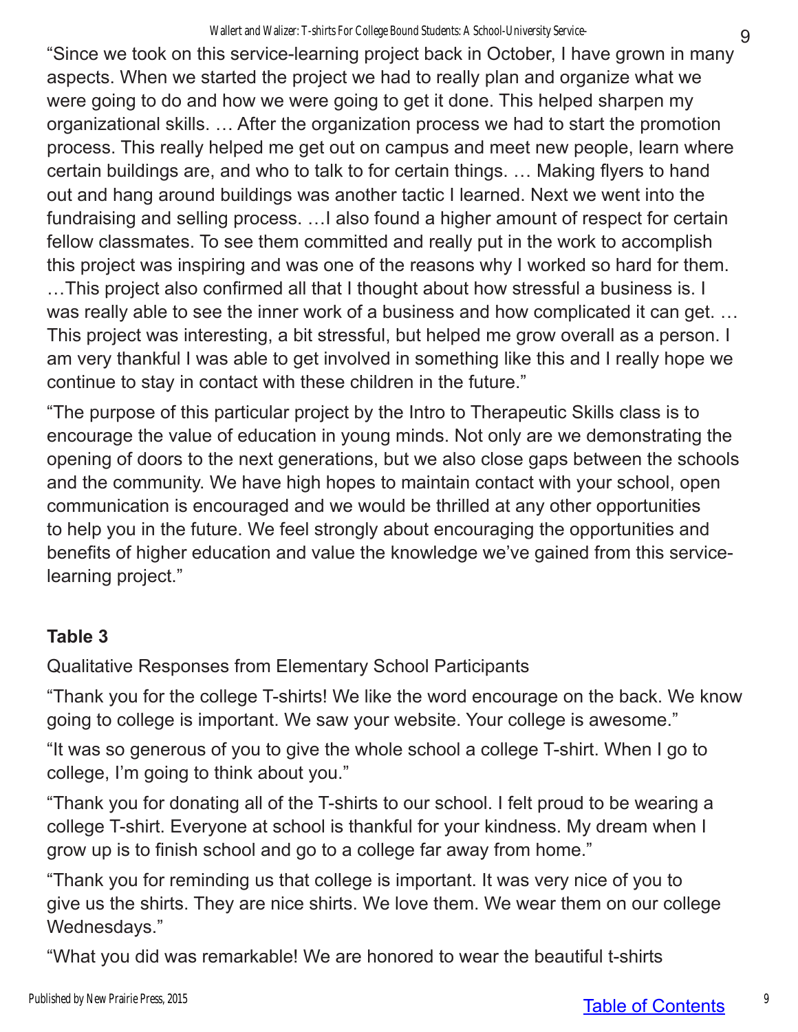"Since we took on this service-learning project back in October, I have grown in many aspects. When we started the project we had to really plan and organize what we were going to do and how we were going to get it done. This helped sharpen my organizational skills. … After the organization process we had to start the promotion process. This really helped me get out on campus and meet new people, learn where certain buildings are, and who to talk to for certain things. … Making flyers to hand out and hang around buildings was another tactic I learned. Next we went into the fundraising and selling process. …I also found a higher amount of respect for certain fellow classmates. To see them committed and really put in the work to accomplish this project was inspiring and was one of the reasons why I worked so hard for them. …This project also confirmed all that I thought about how stressful a business is. I was really able to see the inner work of a business and how complicated it can get. … This project was interesting, a bit stressful, but helped me grow overall as a person. I am very thankful I was able to get involved in something like this and I really hope we continue to stay in contact with these children in the future."

"The purpose of this particular project by the Intro to Therapeutic Skills class is to encourage the value of education in young minds. Not only are we demonstrating the opening of doors to the next generations, but we also close gaps between the schools and the community. We have high hopes to maintain contact with your school, open communication is encouraged and we would be thrilled at any other opportunities to help you in the future. We feel strongly about encouraging the opportunities and benefits of higher education and value the knowledge we've gained from this service-learning project."

**Table 3**

Qualitative Responses from Elementary School Participants

"Thank you for the college T-shirts! We like the word encourage on the back. We know going to college is important. We saw your website. Your college is awesome."

"It was so generous of you to give the whole school a college T-shirt. When I go to college, I'm going to think about you."

"Thank you for donating all of the T-shirts to our school. I felt proud to be wearing a college T-shirt. Everyone at school is thankful for your kindness. My dream when I grow up is to finish school and go to a college far away from home."

"Thank you for reminding us that college is important. It was very nice of you to give us the shirts. They are nice shirts. We love them. We wear them on our college Wednesdays."

"What you did was remarkable! We are honored to wear the beautiful t-shirts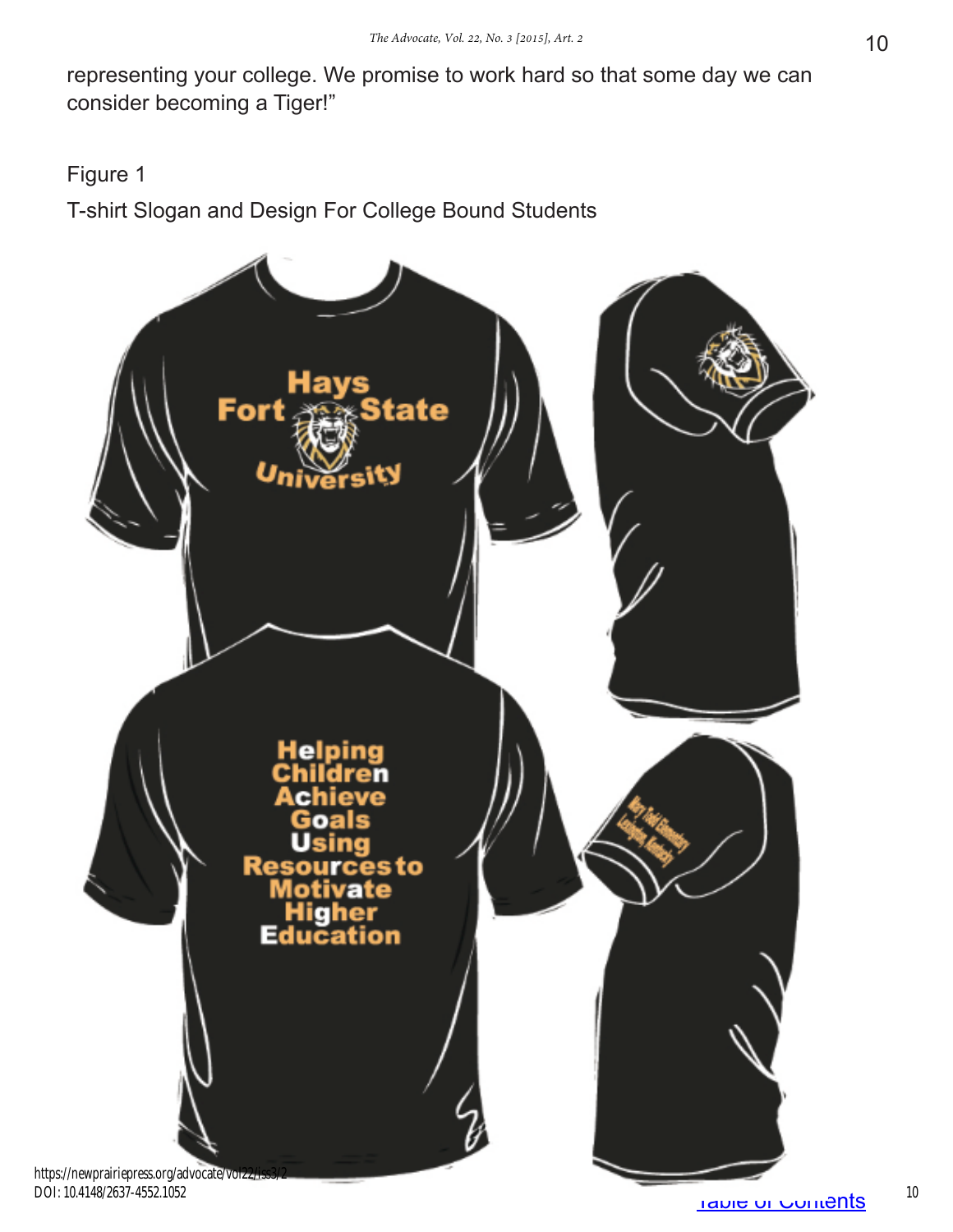representing your college. We promise to work hard so that some day we can consider becoming a Tiger!"

Figure 1

T-shirt Slogan and Design For College Bound Students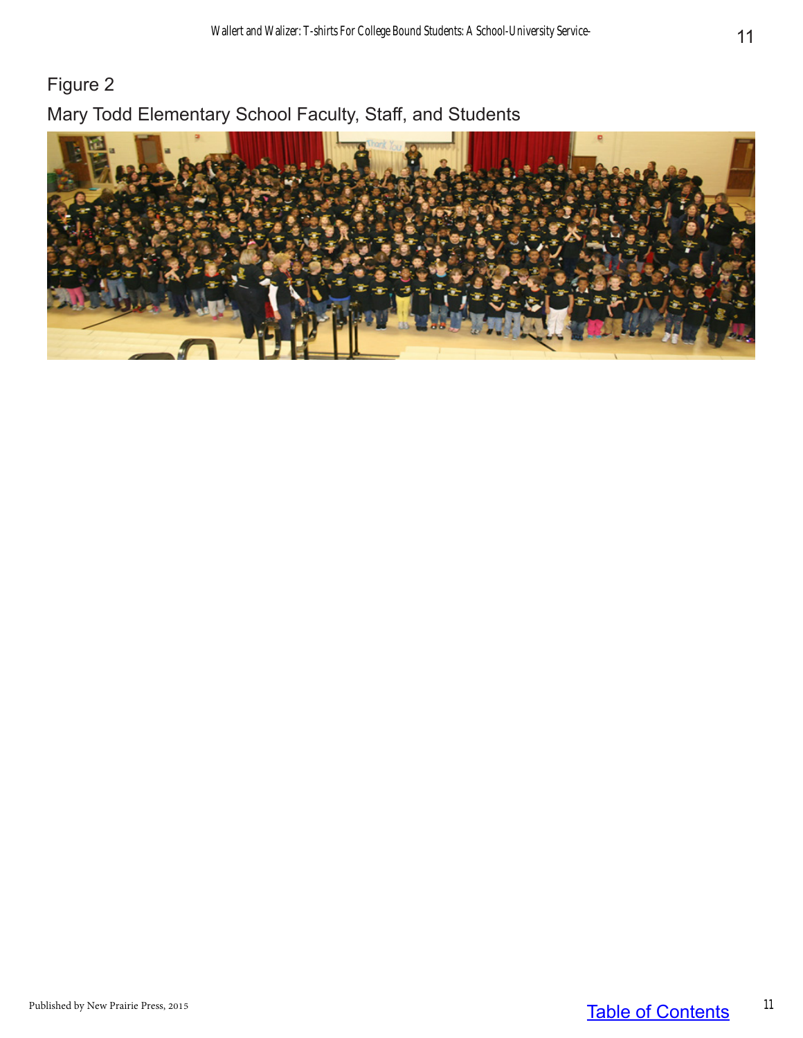Figure 2

Mary Todd Elementary School Faculty, Staff, and Students